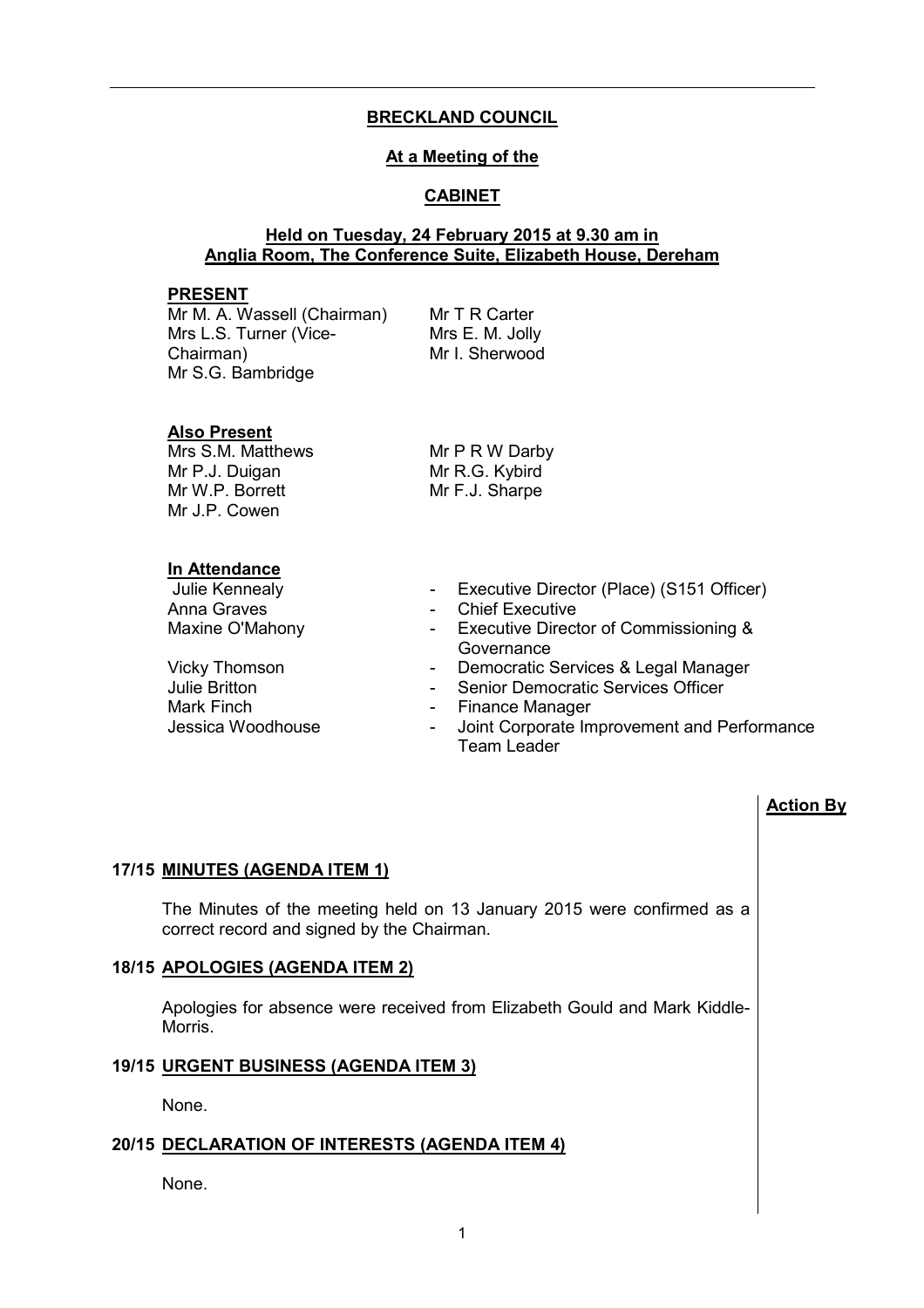**BRECKLAND COUNCIL**

**At a Meeting of the**

**CABINET**

**Held on Tuesday, 24 February 2015 at 9.30 am in Anglia Room, The Conference Suite, Elizabeth House, Dereham**

**PRESENT**

Mr M. A. Wassell (Chairman)
Mrs L.S. Turner (Vice-Chairman)
Mr S.G. Bambridge
Mr T R Carter
Mrs E. M. Jolly
Mr I. Sherwood

**Also Present**

Mrs S.M. Matthews
Mr P.J. Duigan
Mr W.P. Borrett
Mr J.P. Cowen
Mr P R W Darby
Mr R.G. Kybird
Mr F.J. Sharpe

**In Attendance**

| | |
|---|---|
| Julie Kennealy | - Executive Director (Place) (S151 Officer) |
| Anna Graves | - Chief Executive |
| Maxine O'Mahony | - Executive Director of Commissioning & Governance |
| Vicky Thomson | - Democratic Services & Legal Manager |
| Julie Britton | - Senior Democratic Services Officer |
| Mark Finch | - Finance Manager |
| Jessica Woodhouse | - Joint Corporate Improvement and Performance Team Leader |

**Action By**

**17/15 MINUTES (AGENDA ITEM 1)**

The Minutes of the meeting held on 13 January 2015 were confirmed as a correct record and signed by the Chairman.

**18/15 APOLOGIES (AGENDA ITEM 2)**

Apologies for absence were received from Elizabeth Gould and Mark Kiddle-Morris.

**19/15 URGENT BUSINESS (AGENDA ITEM 3)**

None.

**20/15 DECLARATION OF INTERESTS (AGENDA ITEM 4)**

None.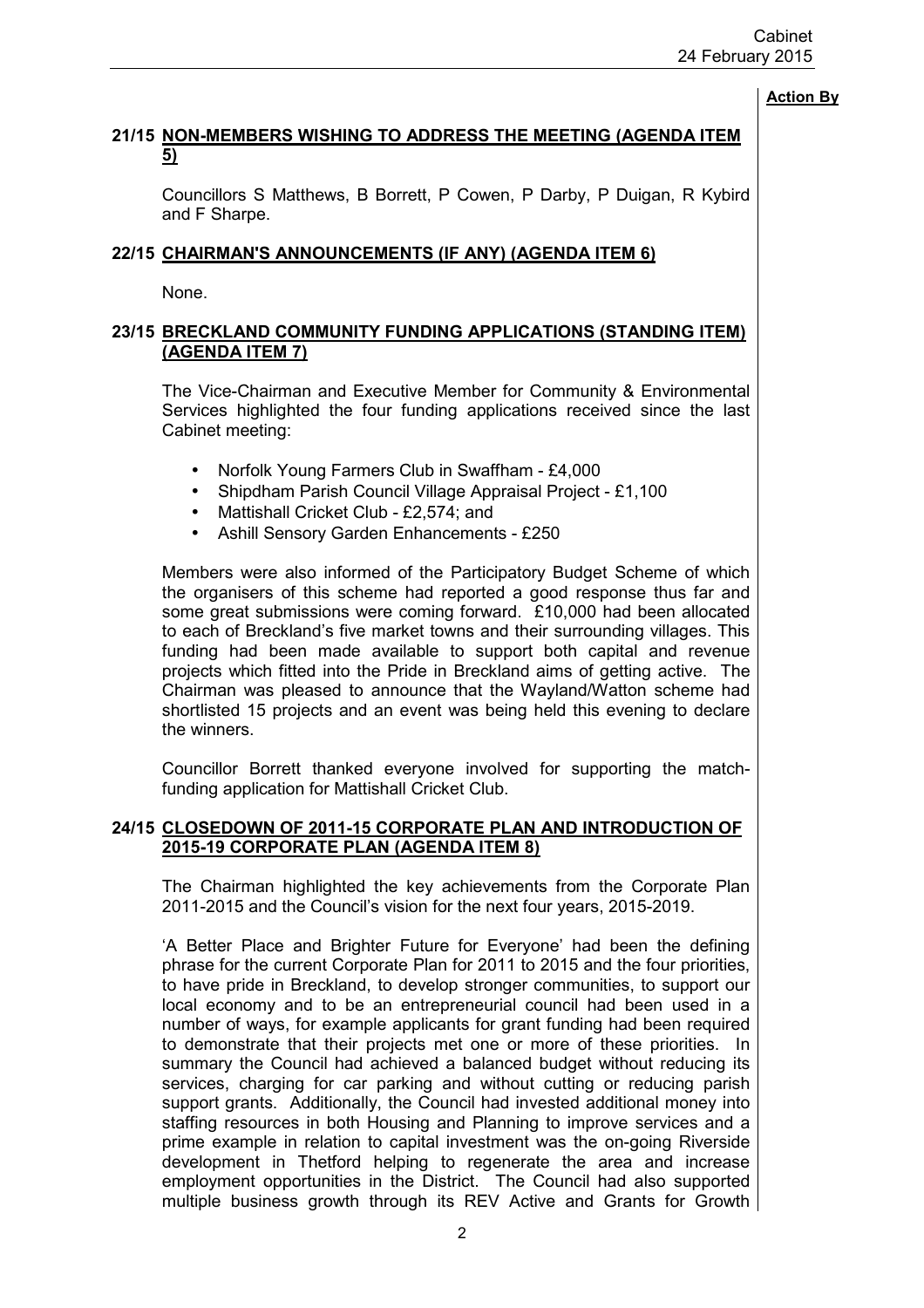**Action By**

## 21/15 NON-MEMBERS WISHING TO ADDRESS THE MEETING (AGENDA ITEM 5)

Councillors S Matthews, B Borrett, P Cowen, P Darby, P Duigan, R Kybird and F Sharpe.

## 22/15 CHAIRMAN'S ANNOUNCEMENTS (IF ANY) (AGENDA ITEM 6)

None.

## 23/15 BRECKLAND COMMUNITY FUNDING APPLICATIONS (STANDING ITEM) (AGENDA ITEM 7)

The Vice-Chairman and Executive Member for Community & Environmental Services highlighted the four funding applications received since the last Cabinet meeting:

- Norfolk Young Farmers Club in Swaffham - £4,000
- Shipdham Parish Council Village Appraisal Project - £1,100
- Mattishall Cricket Club - £2,574; and
- Ashill Sensory Garden Enhancements - £250

Members were also informed of the Participatory Budget Scheme of which the organisers of this scheme had reported a good response thus far and some great submissions were coming forward. £10,000 had been allocated to each of Breckland's five market towns and their surrounding villages. This funding had been made available to support both capital and revenue projects which fitted into the Pride in Breckland aims of getting active. The Chairman was pleased to announce that the Wayland/Watton scheme had shortlisted 15 projects and an event was being held this evening to declare the winners.

Councillor Borrett thanked everyone involved for supporting the match-funding application for Mattishall Cricket Club.

## 24/15 CLOSEDOWN OF 2011-15 CORPORATE PLAN AND INTRODUCTION OF 2015-19 CORPORATE PLAN (AGENDA ITEM 8)

The Chairman highlighted the key achievements from the Corporate Plan 2011-2015 and the Council's vision for the next four years, 2015-2019.

'A Better Place and Brighter Future for Everyone' had been the defining phrase for the current Corporate Plan for 2011 to 2015 and the four priorities, to have pride in Breckland, to develop stronger communities, to support our local economy and to be an entrepreneurial council had been used in a number of ways, for example applicants for grant funding had been required to demonstrate that their projects met one or more of these priorities. In summary the Council had achieved a balanced budget without reducing its services, charging for car parking and without cutting or reducing parish support grants. Additionally, the Council had invested additional money into staffing resources in both Housing and Planning to improve services and a prime example in relation to capital investment was the on-going Riverside development in Thetford helping to regenerate the area and increase employment opportunities in the District. The Council had also supported multiple business growth through its REV Active and Grants for Growth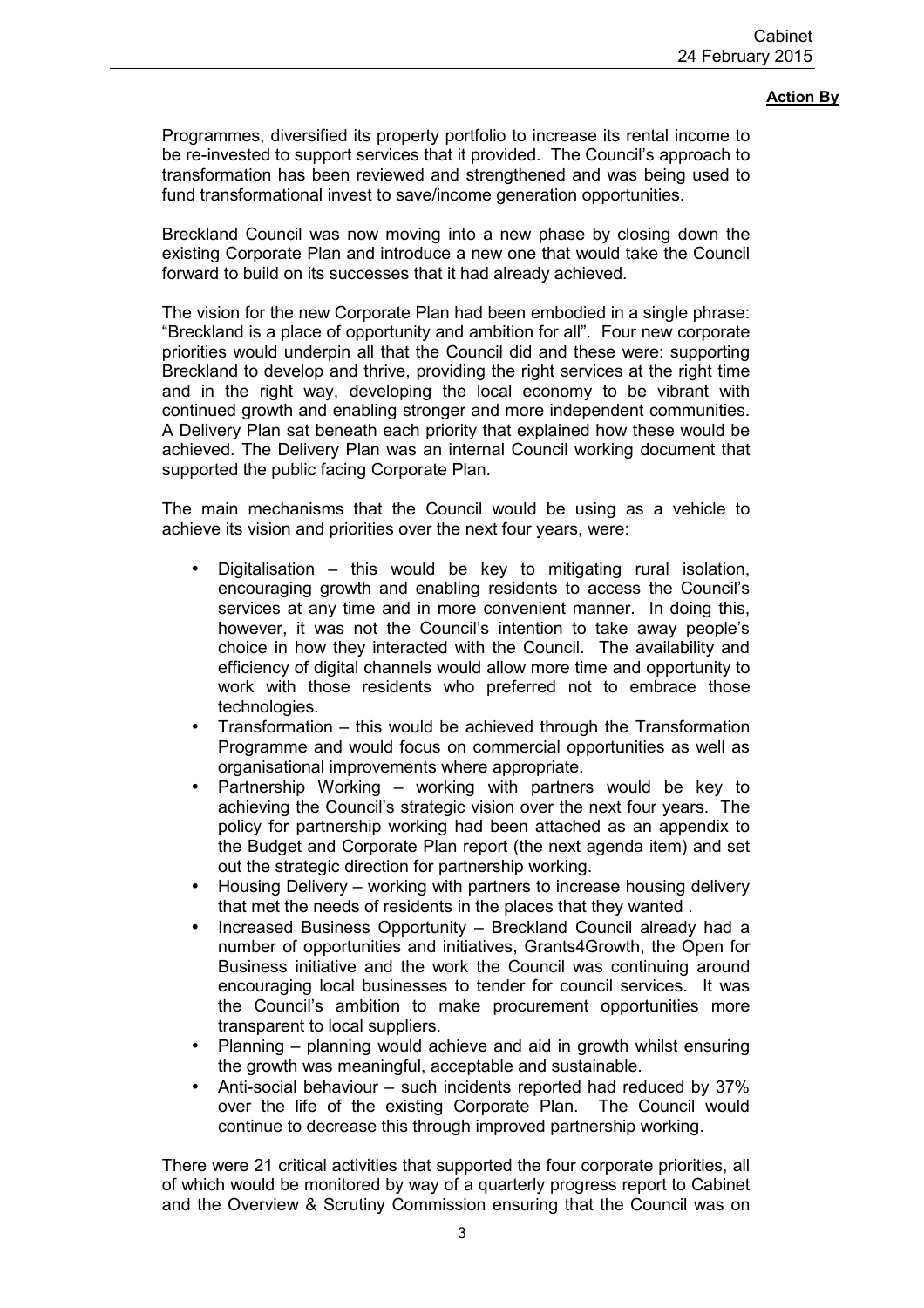**Action By**

Programmes, diversified its property portfolio to increase its rental income to be re-invested to support services that it provided. The Council's approach to transformation has been reviewed and strengthened and was being used to fund transformational invest to save/income generation opportunities.

Breckland Council was now moving into a new phase by closing down the existing Corporate Plan and introduce a new one that would take the Council forward to build on its successes that it had already achieved.

The vision for the new Corporate Plan had been embodied in a single phrase: "Breckland is a place of opportunity and ambition for all". Four new corporate priorities would underpin all that the Council did and these were: supporting Breckland to develop and thrive, providing the right services at the right time and in the right way, developing the local economy to be vibrant with continued growth and enabling stronger and more independent communities. A Delivery Plan sat beneath each priority that explained how these would be achieved. The Delivery Plan was an internal Council working document that supported the public facing Corporate Plan.

The main mechanisms that the Council would be using as a vehicle to achieve its vision and priorities over the next four years, were:

- Digitalisation – this would be key to mitigating rural isolation, encouraging growth and enabling residents to access the Council's services at any time and in more convenient manner. In doing this, however, it was not the Council's intention to take away people's choice in how they interacted with the Council. The availability and efficiency of digital channels would allow more time and opportunity to work with those residents who preferred not to embrace those technologies.
- Transformation – this would be achieved through the Transformation Programme and would focus on commercial opportunities as well as organisational improvements where appropriate.
- Partnership Working – working with partners would be key to achieving the Council's strategic vision over the next four years. The policy for partnership working had been attached as an appendix to the Budget and Corporate Plan report (the next agenda item) and set out the strategic direction for partnership working.
- Housing Delivery – working with partners to increase housing delivery that met the needs of residents in the places that they wanted .
- Increased Business Opportunity – Breckland Council already had a number of opportunities and initiatives, Grants4Growth, the Open for Business initiative and the work the Council was continuing around encouraging local businesses to tender for council services. It was the Council's ambition to make procurement opportunities more transparent to local suppliers.
- Planning – planning would achieve and aid in growth whilst ensuring the growth was meaningful, acceptable and sustainable.
- Anti-social behaviour – such incidents reported had reduced by 37% over the life of the existing Corporate Plan. The Council would continue to decrease this through improved partnership working.

There were 21 critical activities that supported the four corporate priorities, all of which would be monitored by way of a quarterly progress report to Cabinet and the Overview & Scrutiny Commission ensuring that the Council was on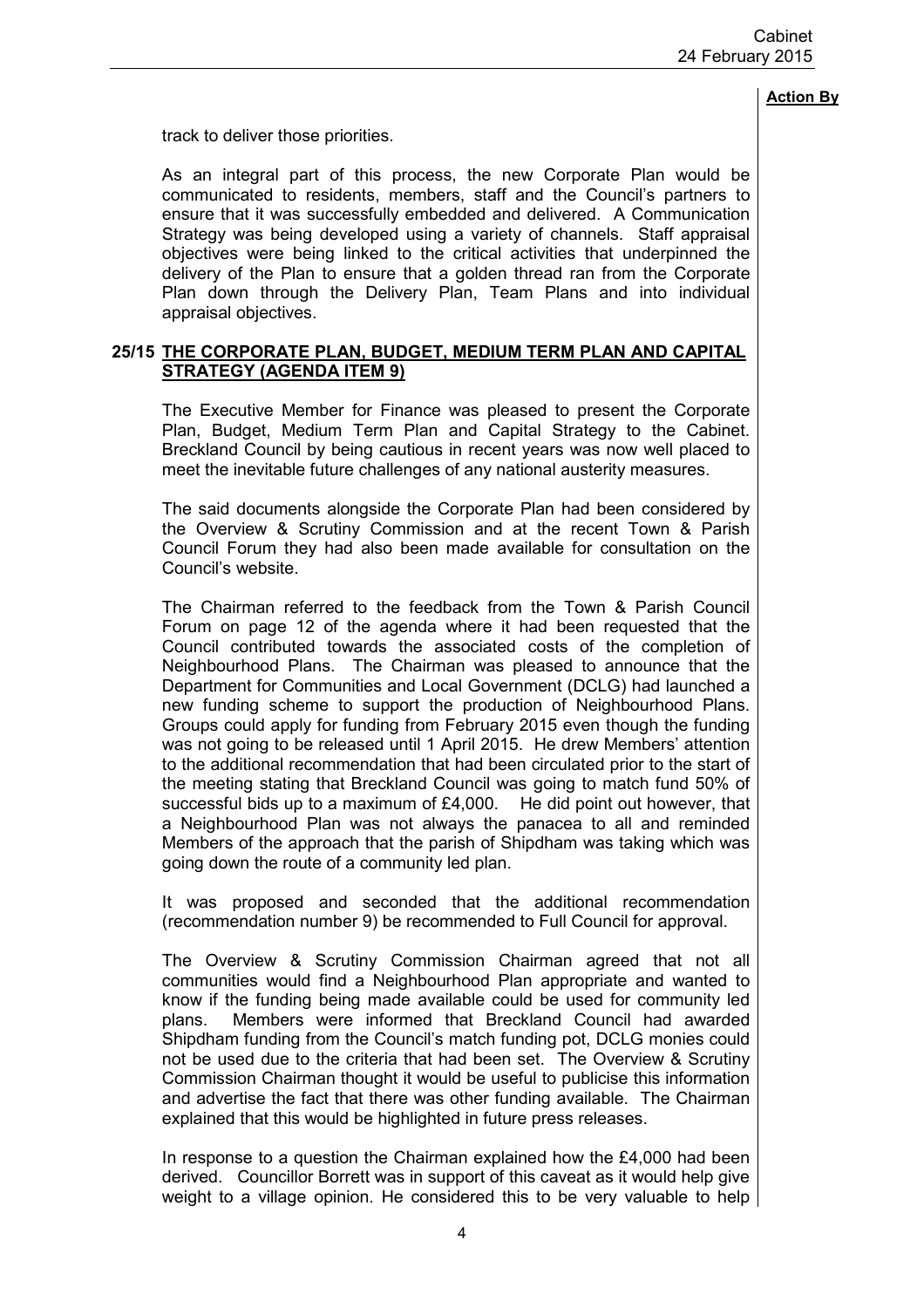**Action By**

track to deliver those priorities.

As an integral part of this process, the new Corporate Plan would be communicated to residents, members, staff and the Council's partners to ensure that it was successfully embedded and delivered. A Communication Strategy was being developed using a variety of channels. Staff appraisal objectives were being linked to the critical activities that underpinned the delivery of the Plan to ensure that a golden thread ran from the Corporate Plan down through the Delivery Plan, Team Plans and into individual appraisal objectives.

### 25/15 THE CORPORATE PLAN, BUDGET, MEDIUM TERM PLAN AND CAPITAL STRATEGY (AGENDA ITEM 9)

The Executive Member for Finance was pleased to present the Corporate Plan, Budget, Medium Term Plan and Capital Strategy to the Cabinet. Breckland Council by being cautious in recent years was now well placed to meet the inevitable future challenges of any national austerity measures.

The said documents alongside the Corporate Plan had been considered by the Overview & Scrutiny Commission and at the recent Town & Parish Council Forum they had also been made available for consultation on the Council's website.

The Chairman referred to the feedback from the Town & Parish Council Forum on page 12 of the agenda where it had been requested that the Council contributed towards the associated costs of the completion of Neighbourhood Plans. The Chairman was pleased to announce that the Department for Communities and Local Government (DCLG) had launched a new funding scheme to support the production of Neighbourhood Plans. Groups could apply for funding from February 2015 even though the funding was not going to be released until 1 April 2015. He drew Members' attention to the additional recommendation that had been circulated prior to the start of the meeting stating that Breckland Council was going to match fund 50% of successful bids up to a maximum of £4,000. He did point out however, that a Neighbourhood Plan was not always the panacea to all and reminded Members of the approach that the parish of Shipdham was taking which was going down the route of a community led plan.

It was proposed and seconded that the additional recommendation (recommendation number 9) be recommended to Full Council for approval.

The Overview & Scrutiny Commission Chairman agreed that not all communities would find a Neighbourhood Plan appropriate and wanted to know if the funding being made available could be used for community led plans. Members were informed that Breckland Council had awarded Shipdham funding from the Council's match funding pot, DCLG monies could not be used due to the criteria that had been set. The Overview & Scrutiny Commission Chairman thought it would be useful to publicise this information and advertise the fact that there was other funding available. The Chairman explained that this would be highlighted in future press releases.

In response to a question the Chairman explained how the £4,000 had been derived. Councillor Borrett was in support of this caveat as it would help give weight to a village opinion. He considered this to be very valuable to help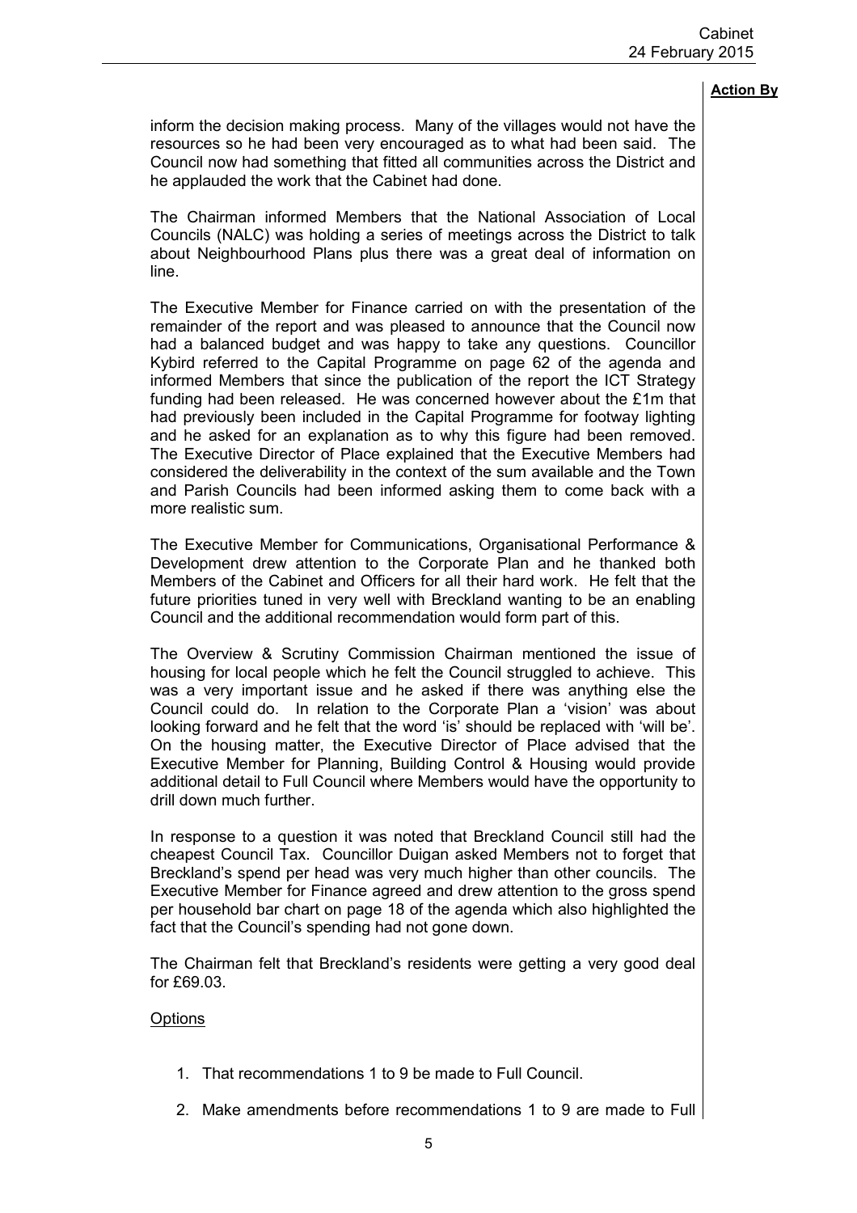**Action By**

inform the decision making process. Many of the villages would not have the resources so he had been very encouraged as to what had been said. The Council now had something that fitted all communities across the District and he applauded the work that the Cabinet had done.

The Chairman informed Members that the National Association of Local Councils (NALC) was holding a series of meetings across the District to talk about Neighbourhood Plans plus there was a great deal of information on line.

The Executive Member for Finance carried on with the presentation of the remainder of the report and was pleased to announce that the Council now had a balanced budget and was happy to take any questions. Councillor Kybird referred to the Capital Programme on page 62 of the agenda and informed Members that since the publication of the report the ICT Strategy funding had been released. He was concerned however about the £1m that had previously been included in the Capital Programme for footway lighting and he asked for an explanation as to why this figure had been removed. The Executive Director of Place explained that the Executive Members had considered the deliverability in the context of the sum available and the Town and Parish Councils had been informed asking them to come back with a more realistic sum.

The Executive Member for Communications, Organisational Performance & Development drew attention to the Corporate Plan and he thanked both Members of the Cabinet and Officers for all their hard work. He felt that the future priorities tuned in very well with Breckland wanting to be an enabling Council and the additional recommendation would form part of this.

The Overview & Scrutiny Commission Chairman mentioned the issue of housing for local people which he felt the Council struggled to achieve. This was a very important issue and he asked if there was anything else the Council could do. In relation to the Corporate Plan a 'vision' was about looking forward and he felt that the word 'is' should be replaced with 'will be'. On the housing matter, the Executive Director of Place advised that the Executive Member for Planning, Building Control & Housing would provide additional detail to Full Council where Members would have the opportunity to drill down much further.

In response to a question it was noted that Breckland Council still had the cheapest Council Tax. Councillor Duigan asked Members not to forget that Breckland's spend per head was very much higher than other councils. The Executive Member for Finance agreed and drew attention to the gross spend per household bar chart on page 18 of the agenda which also highlighted the fact that the Council's spending had not gone down.

The Chairman felt that Breckland's residents were getting a very good deal for £69.03.

Options

1. That recommendations 1 to 9 be made to Full Council.
2. Make amendments before recommendations 1 to 9 are made to Full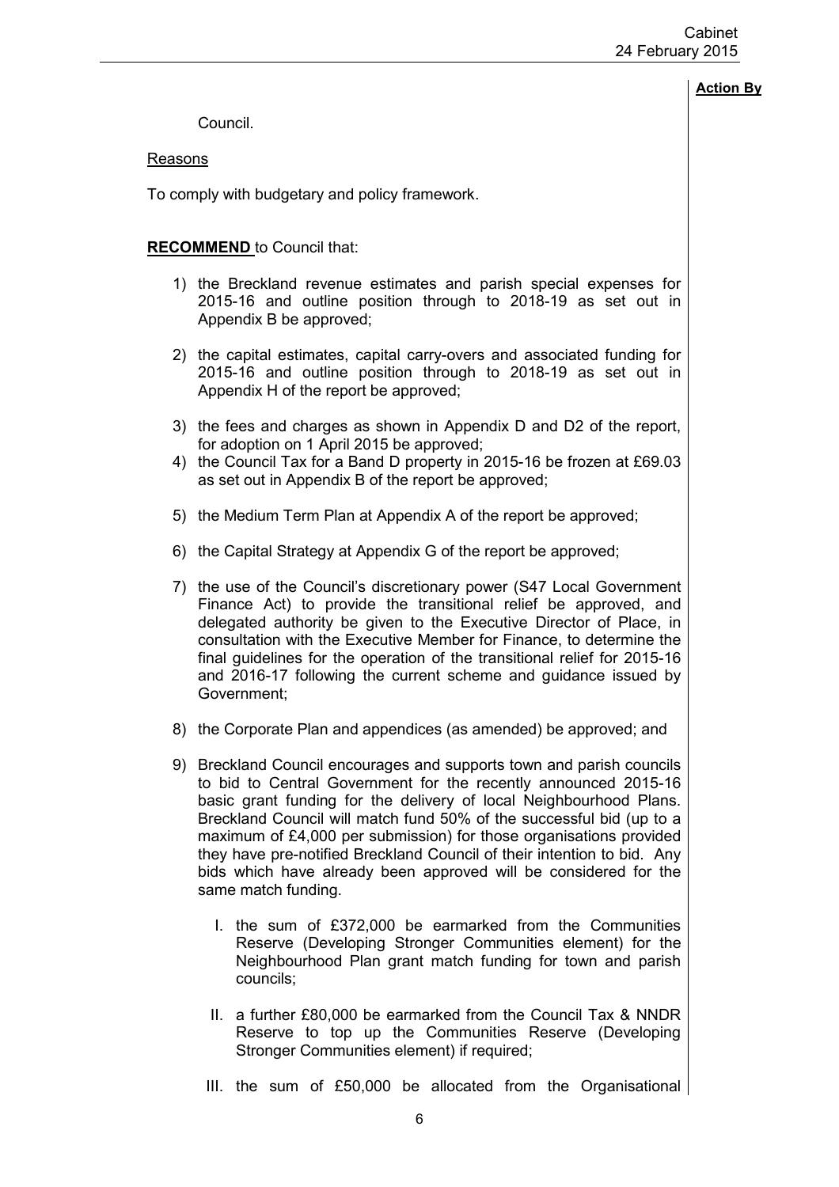**Action By**

Council.

Reasons

To comply with budgetary and policy framework.

**RECOMMEND** to Council that:

1) the Breckland revenue estimates and parish special expenses for 2015-16 and outline position through to 2018-19 as set out in Appendix B be approved;

2) the capital estimates, capital carry-overs and associated funding for 2015-16 and outline position through to 2018-19 as set out in Appendix H of the report be approved;

3) the fees and charges as shown in Appendix D and D2 of the report, for adoption on 1 April 2015 be approved;

4) the Council Tax for a Band D property in 2015-16 be frozen at £69.03 as set out in Appendix B of the report be approved;

5) the Medium Term Plan at Appendix A of the report be approved;

6) the Capital Strategy at Appendix G of the report be approved;

7) the use of the Council's discretionary power (S47 Local Government Finance Act) to provide the transitional relief be approved, and delegated authority be given to the Executive Director of Place, in consultation with the Executive Member for Finance, to determine the final guidelines for the operation of the transitional relief for 2015-16 and 2016-17 following the current scheme and guidance issued by Government;

8) the Corporate Plan and appendices (as amended) be approved; and

9) Breckland Council encourages and supports town and parish councils to bid to Central Government for the recently announced 2015-16 basic grant funding for the delivery of local Neighbourhood Plans. Breckland Council will match fund 50% of the successful bid (up to a maximum of £4,000 per submission) for those organisations provided they have pre-notified Breckland Council of their intention to bid. Any bids which have already been approved will be considered for the same match funding.

   I. the sum of £372,000 be earmarked from the Communities Reserve (Developing Stronger Communities element) for the Neighbourhood Plan grant match funding for town and parish councils;

   II. a further £80,000 be earmarked from the Council Tax & NNDR Reserve to top up the Communities Reserve (Developing Stronger Communities element) if required;

   III. the sum of £50,000 be allocated from the Organisational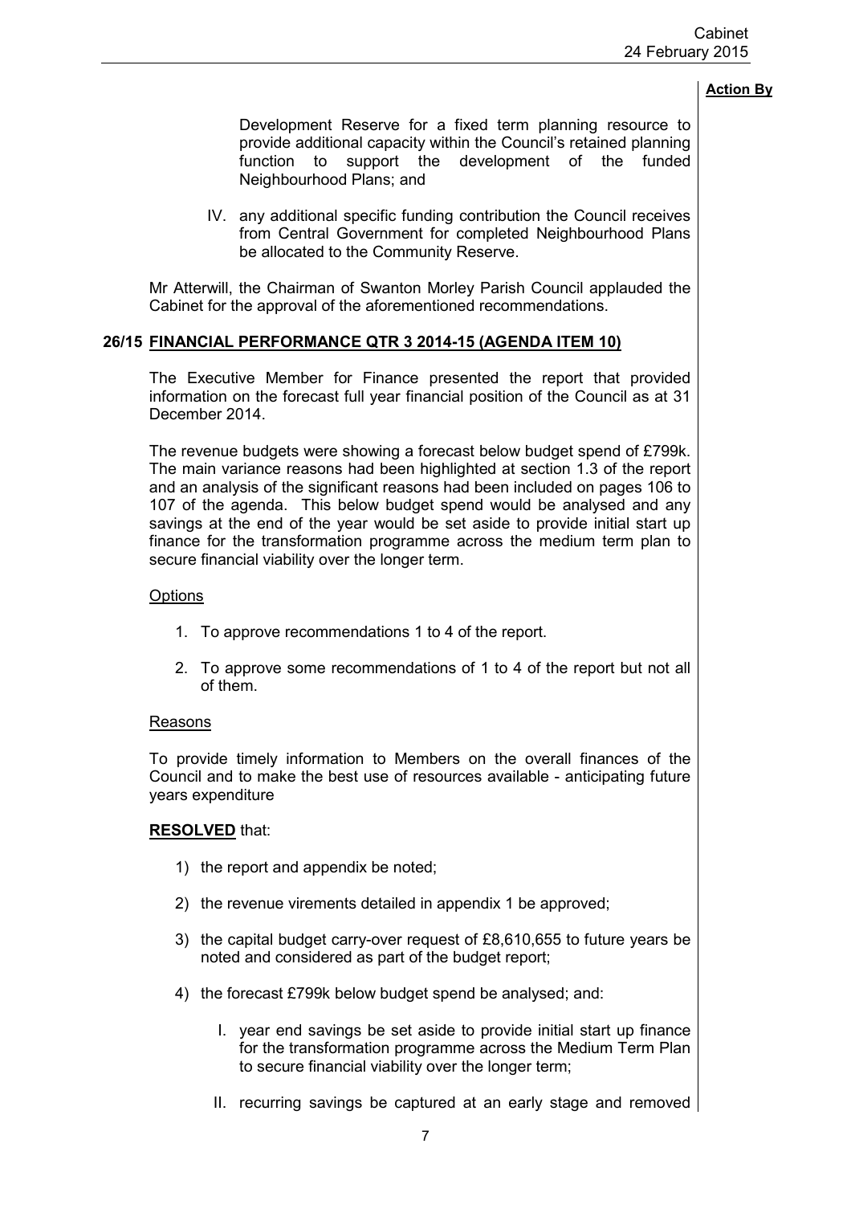**Action By**

Development Reserve for a fixed term planning resource to provide additional capacity within the Council's retained planning function to support the development of the funded Neighbourhood Plans; and

IV. any additional specific funding contribution the Council receives from Central Government for completed Neighbourhood Plans be allocated to the Community Reserve.

Mr Atterwill, the Chairman of Swanton Morley Parish Council applauded the Cabinet for the approval of the aforementioned recommendations.

## 26/15 FINANCIAL PERFORMANCE QTR 3 2014-15 (AGENDA ITEM 10)

The Executive Member for Finance presented the report that provided information on the forecast full year financial position of the Council as at 31 December 2014.

The revenue budgets were showing a forecast below budget spend of £799k. The main variance reasons had been highlighted at section 1.3 of the report and an analysis of the significant reasons had been included on pages 106 to 107 of the agenda. This below budget spend would be analysed and any savings at the end of the year would be set aside to provide initial start up finance for the transformation programme across the medium term plan to secure financial viability over the longer term.

Options

1. To approve recommendations 1 to 4 of the report.
2. To approve some recommendations of 1 to 4 of the report but not all of them.

Reasons

To provide timely information to Members on the overall finances of the Council and to make the best use of resources available - anticipating future years expenditure

**RESOLVED** that:

1) the report and appendix be noted;

2) the revenue virements detailed in appendix 1 be approved;

3) the capital budget carry-over request of £8,610,655 to future years be noted and considered as part of the budget report;

4) the forecast £799k below budget spend be analysed; and:

   I. year end savings be set aside to provide initial start up finance for the transformation programme across the Medium Term Plan to secure financial viability over the longer term;

   II. recurring savings be captured at an early stage and removed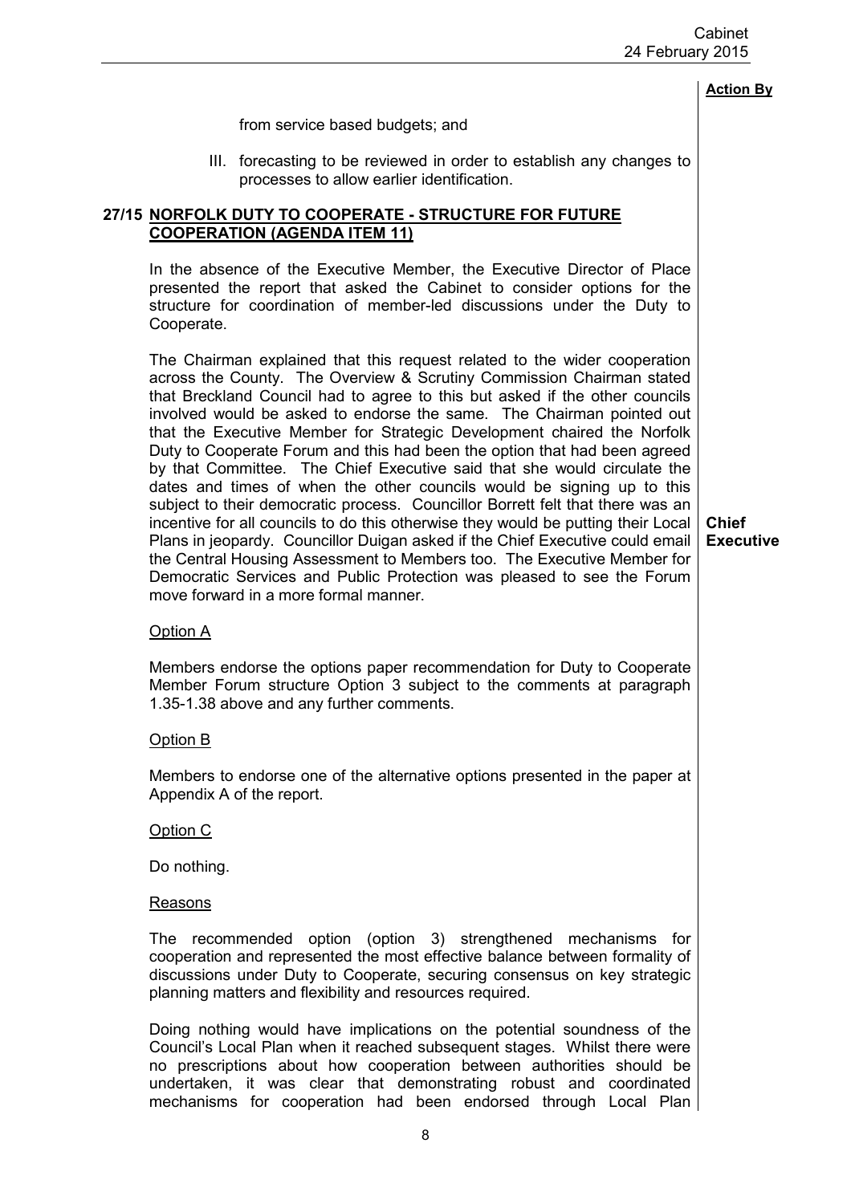**Action By**

from service based budgets; and

III. forecasting to be reviewed in order to establish any changes to processes to allow earlier identification.

## 27/15 NORFOLK DUTY TO COOPERATE - STRUCTURE FOR FUTURE COOPERATION (AGENDA ITEM 11)

In the absence of the Executive Member, the Executive Director of Place presented the report that asked the Cabinet to consider options for the structure for coordination of member-led discussions under the Duty to Cooperate.

The Chairman explained that this request related to the wider cooperation across the County. The Overview & Scrutiny Commission Chairman stated that Breckland Council had to agree to this but asked if the other councils involved would be asked to endorse the same. The Chairman pointed out that the Executive Member for Strategic Development chaired the Norfolk Duty to Cooperate Forum and this had been the option that had been agreed by that Committee. The Chief Executive said that she would circulate the dates and times of when the other councils would be signing up to this subject to their democratic process. Councillor Borrett felt that there was an incentive for all councils to do this otherwise they would be putting their Local Plans in jeopardy. Councillor Duigan asked if the Chief Executive could email the Central Housing Assessment to Members too. The Executive Member for Democratic Services and Public Protection was pleased to see the Forum move forward in a more formal manner. — **Chief Executive**

Option A

Members endorse the options paper recommendation for Duty to Cooperate Member Forum structure Option 3 subject to the comments at paragraph 1.35-1.38 above and any further comments.

Option B

Members to endorse one of the alternative options presented in the paper at Appendix A of the report.

Option C

Do nothing.

Reasons

The recommended option (option 3) strengthened mechanisms for cooperation and represented the most effective balance between formality of discussions under Duty to Cooperate, securing consensus on key strategic planning matters and flexibility and resources required.

Doing nothing would have implications on the potential soundness of the Council's Local Plan when it reached subsequent stages. Whilst there were no prescriptions about how cooperation between authorities should be undertaken, it was clear that demonstrating robust and coordinated mechanisms for cooperation had been endorsed through Local Plan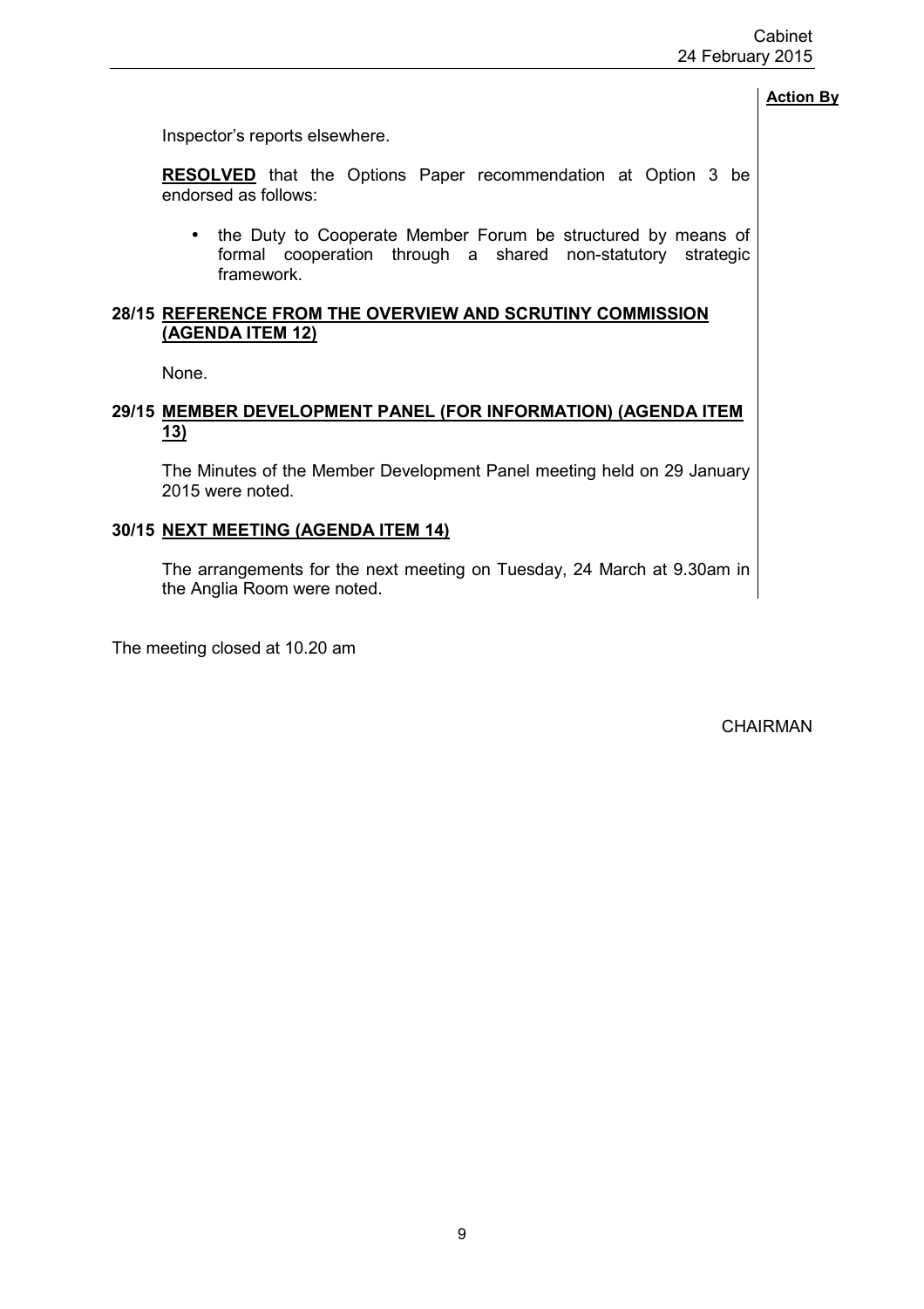**Action By**

Inspector's reports elsewhere.

**RESOLVED** that the Options Paper recommendation at Option 3 be endorsed as follows:

- the Duty to Cooperate Member Forum be structured by means of formal cooperation through a shared non-statutory strategic framework.

### 28/15 REFERENCE FROM THE OVERVIEW AND SCRUTINY COMMISSION (AGENDA ITEM 12)

None.

### 29/15 MEMBER DEVELOPMENT PANEL (FOR INFORMATION) (AGENDA ITEM 13)

The Minutes of the Member Development Panel meeting held on 29 January 2015 were noted.

### 30/15 NEXT MEETING (AGENDA ITEM 14)

The arrangements for the next meeting on Tuesday, 24 March at 9.30am in the Anglia Room were noted.

The meeting closed at 10.20 am

CHAIRMAN